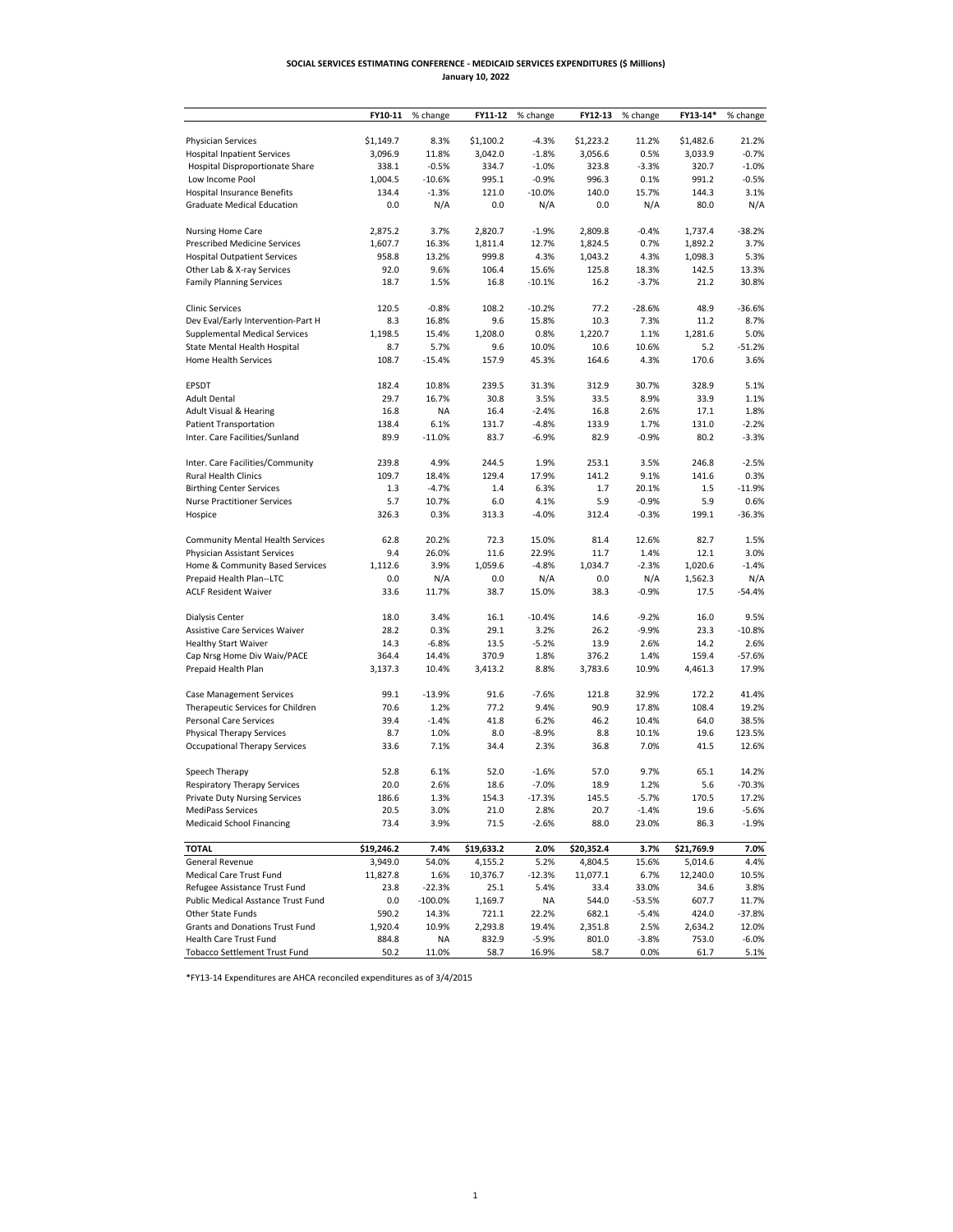**SOCIAL SERVICES ESTIMATING CONFERENCE - MEDICAID SERVICES EXPENDITURES ($ Millions)**
**January 10, 2022**

| | FY10-11 | % change | FY11-12 | % change | FY12-13 | % change | FY13-14* | % change |
|---|---|---|---|---|---|---|---|---|
| Physician Services | $1,149.7 | 8.3% | $1,100.2 | -4.3% | $1,223.2 | 11.2% | $1,482.6 | 21.2% |
| Hospital Inpatient Services | 3,096.9 | 11.8% | 3,042.0 | -1.8% | 3,056.6 | 0.5% | 3,033.9 | -0.7% |
| Hospital Disproportionate Share | 338.1 | -0.5% | 334.7 | -1.0% | 323.8 | -3.3% | 320.7 | -1.0% |
| Low Income Pool | 1,004.5 | -10.6% | 995.1 | -0.9% | 996.3 | 0.1% | 991.2 | -0.5% |
| Hospital Insurance Benefits | 134.4 | -1.3% | 121.0 | -10.0% | 140.0 | 15.7% | 144.3 | 3.1% |
| Graduate Medical Education | 0.0 | N/A | 0.0 | N/A | 0.0 | N/A | 80.0 | N/A |
| Nursing Home Care | 2,875.2 | 3.7% | 2,820.7 | -1.9% | 2,809.8 | -0.4% | 1,737.4 | -38.2% |
| Prescribed Medicine Services | 1,607.7 | 16.3% | 1,811.4 | 12.7% | 1,824.5 | 0.7% | 1,892.2 | 3.7% |
| Hospital Outpatient Services | 958.8 | 13.2% | 999.8 | 4.3% | 1,043.2 | 4.3% | 1,098.3 | 5.3% |
| Other Lab & X-ray Services | 92.0 | 9.6% | 106.4 | 15.6% | 125.8 | 18.3% | 142.5 | 13.3% |
| Family Planning Services | 18.7 | 1.5% | 16.8 | -10.1% | 16.2 | -3.7% | 21.2 | 30.8% |
| Clinic Services | 120.5 | -0.8% | 108.2 | -10.2% | 77.2 | -28.6% | 48.9 | -36.6% |
| Dev Eval/Early Intervention-Part H | 8.3 | 16.8% | 9.6 | 15.8% | 10.3 | 7.3% | 11.2 | 8.7% |
| Supplemental Medical Services | 1,198.5 | 15.4% | 1,208.0 | 0.8% | 1,220.7 | 1.1% | 1,281.6 | 5.0% |
| State Mental Health Hospital | 8.7 | 5.7% | 9.6 | 10.0% | 10.6 | 10.6% | 5.2 | -51.2% |
| Home Health Services | 108.7 | -15.4% | 157.9 | 45.3% | 164.6 | 4.3% | 170.6 | 3.6% |
| EPSDT | 182.4 | 10.8% | 239.5 | 31.3% | 312.9 | 30.7% | 328.9 | 5.1% |
| Adult Dental | 29.7 | 16.7% | 30.8 | 3.5% | 33.5 | 8.9% | 33.9 | 1.1% |
| Adult Visual & Hearing | 16.8 | NA | 16.4 | -2.4% | 16.8 | 2.6% | 17.1 | 1.8% |
| Patient Transportation | 138.4 | 6.1% | 131.7 | -4.8% | 133.9 | 1.7% | 131.0 | -2.2% |
| Inter. Care Facilities/Sunland | 89.9 | -11.0% | 83.7 | -6.9% | 82.9 | -0.9% | 80.2 | -3.3% |
| Inter. Care Facilities/Community | 239.8 | 4.9% | 244.5 | 1.9% | 253.1 | 3.5% | 246.8 | -2.5% |
| Rural Health Clinics | 109.7 | 18.4% | 129.4 | 17.9% | 141.2 | 9.1% | 141.6 | 0.3% |
| Birthing Center Services | 1.3 | -4.7% | 1.4 | 6.3% | 1.7 | 20.1% | 1.5 | -11.9% |
| Nurse Practitioner Services | 5.7 | 10.7% | 6.0 | 4.1% | 5.9 | -0.9% | 5.9 | 0.6% |
| Hospice | 326.3 | 0.3% | 313.3 | -4.0% | 312.4 | -0.3% | 199.1 | -36.3% |
| Community Mental Health Services | 62.8 | 20.2% | 72.3 | 15.0% | 81.4 | 12.6% | 82.7 | 1.5% |
| Physician Assistant Services | 9.4 | 26.0% | 11.6 | 22.9% | 11.7 | 1.4% | 12.1 | 3.0% |
| Home & Community Based Services | 1,112.6 | 3.9% | 1,059.6 | -4.8% | 1,034.7 | -2.3% | 1,020.6 | -1.4% |
| Prepaid Health Plan--LTC | 0.0 | N/A | 0.0 | N/A | 0.0 | N/A | 1,562.3 | N/A |
| ACLF Resident Waiver | 33.6 | 11.7% | 38.7 | 15.0% | 38.3 | -0.9% | 17.5 | -54.4% |
| Dialysis Center | 18.0 | 3.4% | 16.1 | -10.4% | 14.6 | -9.2% | 16.0 | 9.5% |
| Assistive Care Services Waiver | 28.2 | 0.3% | 29.1 | 3.2% | 26.2 | -9.9% | 23.3 | -10.8% |
| Healthy Start Waiver | 14.3 | -6.8% | 13.5 | -5.2% | 13.9 | 2.6% | 14.2 | 2.6% |
| Cap Nrsg Home Div Waiv/PACE | 364.4 | 14.4% | 370.9 | 1.8% | 376.2 | 1.4% | 159.4 | -57.6% |
| Prepaid Health Plan | 3,137.3 | 10.4% | 3,413.2 | 8.8% | 3,783.6 | 10.9% | 4,461.3 | 17.9% |
| Case Management Services | 99.1 | -13.9% | 91.6 | -7.6% | 121.8 | 32.9% | 172.2 | 41.4% |
| Therapeutic Services for Children | 70.6 | 1.2% | 77.2 | 9.4% | 90.9 | 17.8% | 108.4 | 19.2% |
| Personal Care Services | 39.4 | -1.4% | 41.8 | 6.2% | 46.2 | 10.4% | 64.0 | 38.5% |
| Physical Therapy Services | 8.7 | 1.0% | 8.0 | -8.9% | 8.8 | 10.1% | 19.6 | 123.5% |
| Occupational Therapy Services | 33.6 | 7.1% | 34.4 | 2.3% | 36.8 | 7.0% | 41.5 | 12.6% |
| Speech Therapy | 52.8 | 6.1% | 52.0 | -1.6% | 57.0 | 9.7% | 65.1 | 14.2% |
| Respiratory Therapy Services | 20.0 | 2.6% | 18.6 | -7.0% | 18.9 | 1.2% | 5.6 | -70.3% |
| Private Duty Nursing Services | 186.6 | 1.3% | 154.3 | -17.3% | 145.5 | -5.7% | 170.5 | 17.2% |
| MediPass Services | 20.5 | 3.0% | 21.0 | 2.8% | 20.7 | -1.4% | 19.6 | -5.6% |
| Medicaid School Financing | 73.4 | 3.9% | 71.5 | -2.6% | 88.0 | 23.0% | 86.3 | -1.9% |
| **TOTAL** | **$19,246.2** | **7.4%** | **$19,633.2** | **2.0%** | **$20,352.4** | **3.7%** | **$21,769.9** | **7.0%** |
| General Revenue | 3,949.0 | 54.0% | 4,155.2 | 5.2% | 4,804.5 | 15.6% | 5,014.6 | 4.4% |
| Medical Care Trust Fund | 11,827.8 | 1.6% | 10,376.7 | -12.3% | 11,077.1 | 6.7% | 12,240.0 | 10.5% |
| Refugee Assistance Trust Fund | 23.8 | -22.3% | 25.1 | 5.4% | 33.4 | 33.0% | 34.6 | 3.8% |
| Public Medical Assance Trust Fund | 0.0 | -100.0% | 1,169.7 | NA | 544.0 | -53.5% | 607.7 | 11.7% |
| Other State Funds | 590.2 | 14.3% | 721.1 | 22.2% | 682.1 | -5.4% | 424.0 | -37.8% |
| Grants and Donations Trust Fund | 1,920.4 | 10.9% | 2,293.8 | 19.4% | 2,351.8 | 2.5% | 2,634.2 | 12.0% |
| Health Care Trust Fund | 884.8 | NA | 832.9 | -5.9% | 801.0 | -3.8% | 753.0 | -6.0% |
| Tobacco Settlement Trust Fund | 50.2 | 11.0% | 58.7 | 16.9% | 58.7 | 0.0% | 61.7 | 5.1% |

*FY13-14 Expenditures are AHCA reconciled expenditures as of 3/4/2015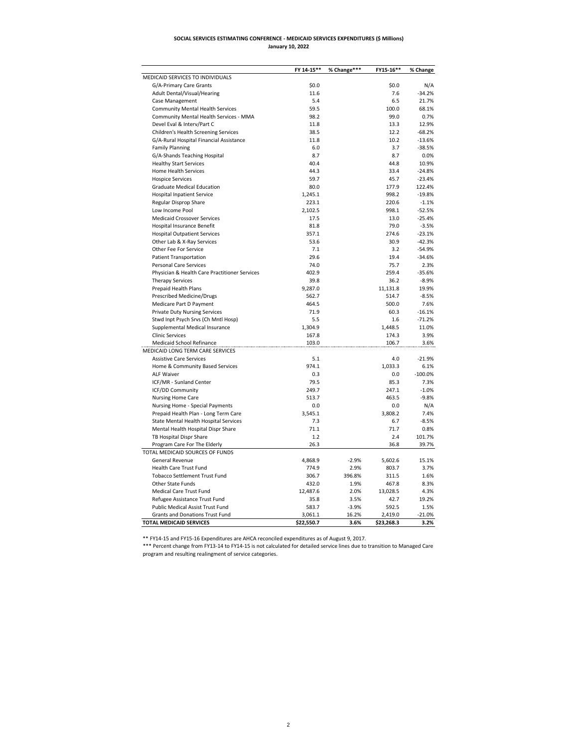**SOCIAL SERVICES ESTIMATING CONFERENCE - MEDICAID SERVICES EXPENDITURES ($ Millions)**
**January 10, 2022**

| | FY 14-15** | % Change*** | FY15-16** | % Change |
|---|---|---|---|---|
| MEDICAID SERVICES TO INDIVIDUALS | | | | |
| G/A-Primary Care Grants | $0.0 | | $0.0 | N/A |
| Adult Dental/Visual/Hearing | 11.6 | | 7.6 | -34.2% |
| Case Management | 5.4 | | 6.5 | 21.7% |
| Community Mental Health Services | 59.5 | | 100.0 | 68.1% |
| Community Mental Health Services - MMA | 98.2 | | 99.0 | 0.7% |
| Devel Eval & Interv/Part C | 11.8 | | 13.3 | 12.9% |
| Children's Health Screening Services | 38.5 | | 12.2 | -68.2% |
| G/A-Rural Hospital Financial Assistance | 11.8 | | 10.2 | -13.6% |
| Family Planning | 6.0 | | 3.7 | -38.5% |
| G/A-Shands Teaching Hospital | 8.7 | | 8.7 | 0.0% |
| Healthy Start Services | 40.4 | | 44.8 | 10.9% |
| Home Health Services | 44.3 | | 33.4 | -24.8% |
| Hospice Services | 59.7 | | 45.7 | -23.4% |
| Graduate Medical Education | 80.0 | | 177.9 | 122.4% |
| Hospital Inpatient Service | 1,245.1 | | 998.2 | -19.8% |
| Regular Disprop Share | 223.1 | | 220.6 | -1.1% |
| Low Income Pool | 2,102.5 | | 998.1 | -52.5% |
| Medicaid Crossover Services | 17.5 | | 13.0 | -25.4% |
| Hospital Insurance Benefit | 81.8 | | 79.0 | -3.5% |
| Hospital Outpatient Services | 357.1 | | 274.6 | -23.1% |
| Other Lab & X-Ray Services | 53.6 | | 30.9 | -42.3% |
| Other Fee For Service | 7.1 | | 3.2 | -54.9% |
| Patient Transportation | 29.6 | | 19.4 | -34.6% |
| Personal Care Services | 74.0 | | 75.7 | 2.3% |
| Physician & Health Care Practitioner Services | 402.9 | | 259.4 | -35.6% |
| Therapy Services | 39.8 | | 36.2 | -8.9% |
| Prepaid Health Plans | 9,287.0 | | 11,131.8 | 19.9% |
| Prescribed Medicine/Drugs | 562.7 | | 514.7 | -8.5% |
| Medicare Part D Payment | 464.5 | | 500.0 | 7.6% |
| Private Duty Nursing Services | 71.9 | | 60.3 | -16.1% |
| Stwd Inpt Psych Srvs (Ch Mntl Hosp) | 5.5 | | 1.6 | -71.2% |
| Supplemental Medical Insurance | 1,304.9 | | 1,448.5 | 11.0% |
| Clinic Services | 167.8 | | 174.3 | 3.9% |
| Medicaid School Refinance | 103.0 | | 106.7 | 3.6% |
| MEDICAID LONG TERM CARE SERVICES | | | | |
| Assistive Care Services | 5.1 | | 4.0 | -21.9% |
| Home & Community Based Services | 974.1 | | 1,033.3 | 6.1% |
| ALF Waiver | 0.3 | | 0.0 | -100.0% |
| ICF/MR - Sunland Center | 79.5 | | 85.3 | 7.3% |
| ICF/DD Community | 249.7 | | 247.1 | -1.0% |
| Nursing Home Care | 513.7 | | 463.5 | -9.8% |
| Nursing Home - Special Payments | 0.0 | | 0.0 | N/A |
| Prepaid Health Plan - Long Term Care | 3,545.1 | | 3,808.2 | 7.4% |
| State Mental Health Hospital Services | 7.3 | | 6.7 | -8.5% |
| Mental Health Hospital Dispr Share | 71.1 | | 71.7 | 0.8% |
| TB Hospital Dispr Share | 1.2 | | 2.4 | 101.7% |
| Program Care For The Elderly | 26.3 | | 36.8 | 39.7% |
| TOTAL MEDICAID SOURCES OF FUNDS | | | | |
| General Revenue | 4,868.9 | -2.9% | 5,602.6 | 15.1% |
| Health Care Trust Fund | 774.9 | 2.9% | 803.7 | 3.7% |
| Tobacco Settlement Trust Fund | 306.7 | 396.8% | 311.5 | 1.6% |
| Other State Funds | 432.0 | 1.9% | 467.8 | 8.3% |
| Medical Care Trust Fund | 12,487.6 | 2.0% | 13,028.5 | 4.3% |
| Refugee Assistance Trust Fund | 35.8 | 3.5% | 42.7 | 19.2% |
| Public Medical Assist Trust Fund | 583.7 | -3.9% | 592.5 | 1.5% |
| Grants and Donations Trust Fund | 3,061.1 | 16.2% | 2,419.0 | -21.0% |
| **TOTAL MEDICAID SERVICES** | **$22,550.7** | **3.6%** | **$23,268.3** | **3.2%** |

** FY14-15 and FY15-16 Expenditures are AHCA reconciled expenditures as of August 9, 2017.

*** Percent change from FY13-14 to FY14-15 is not calculated for detailed service lines due to transition to Managed Care program and resulting realignment of service categories.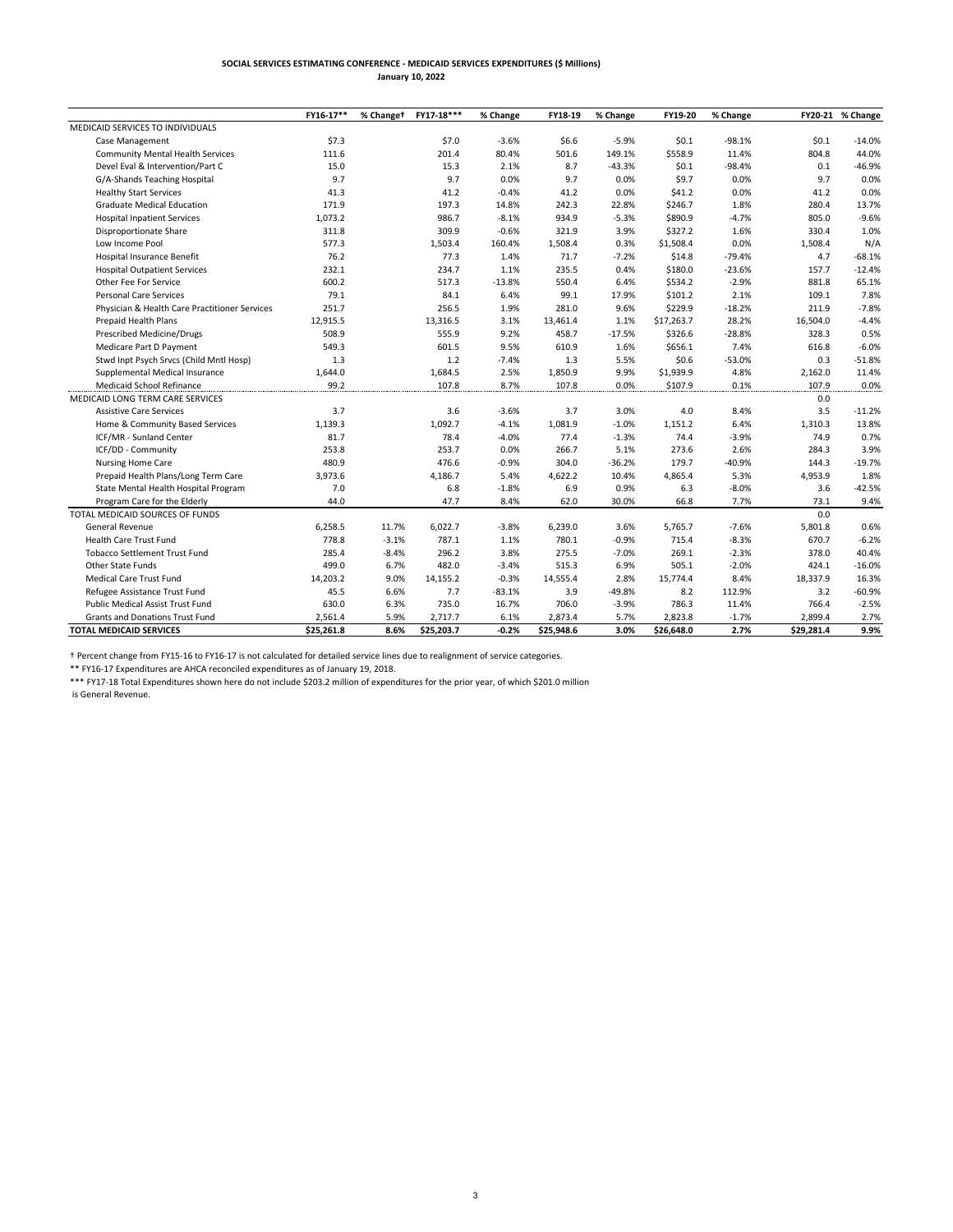**SOCIAL SERVICES ESTIMATING CONFERENCE - MEDICAID SERVICES EXPENDITURES ($ Millions)**
**January 10, 2022**

| | FY16-17** | % Change† | FY17-18*** | % Change | FY18-19 | % Change | FY19-20 | % Change | FY20-21 | % Change |
|---|---|---|---|---|---|---|---|---|---|---|
| MEDICAID SERVICES TO INDIVIDUALS | | | | | | | | | | |
| Case Management | $7.3 | | $7.0 | -3.6% | $6.6 | -5.9% | $0.1 | -98.1% | $0.1 | -14.0% |
| Community Mental Health Services | 111.6 | | 201.4 | 80.4% | 501.6 | 149.1% | $558.9 | 11.4% | 804.8 | 44.0% |
| Devel Eval & Intervention/Part C | 15.0 | | 15.3 | 2.1% | 8.7 | -43.3% | $0.1 | -98.4% | 0.1 | -46.9% |
| G/A-Shands Teaching Hospital | 9.7 | | 9.7 | 0.0% | 9.7 | 0.0% | $9.7 | 0.0% | 9.7 | 0.0% |
| Healthy Start Services | 41.3 | | 41.2 | -0.4% | 41.2 | 0.0% | $41.2 | 0.0% | 41.2 | 0.0% |
| Graduate Medical Education | 171.9 | | 197.3 | 14.8% | 242.3 | 22.8% | $246.7 | 1.8% | 280.4 | 13.7% |
| Hospital Inpatient Services | 1,073.2 | | 986.7 | -8.1% | 934.9 | -5.3% | $890.9 | -4.7% | 805.0 | -9.6% |
| Disproportionate Share | 311.8 | | 309.9 | -0.6% | 321.9 | 3.9% | $327.2 | 1.6% | 330.4 | 1.0% |
| Low Income Pool | 577.3 | | 1,503.4 | 160.4% | 1,508.4 | 0.3% | $1,508.4 | 0.0% | 1,508.4 | N/A |
| Hospital Insurance Benefit | 76.2 | | 77.3 | 1.4% | 71.7 | -7.2% | $14.8 | -79.4% | 4.7 | -68.1% |
| Hospital Outpatient Services | 232.1 | | 234.7 | 1.1% | 235.5 | 0.4% | $180.0 | -23.6% | 157.7 | -12.4% |
| Other Fee For Service | 600.2 | | 517.3 | -13.8% | 550.4 | 6.4% | $534.2 | -2.9% | 881.8 | 65.1% |
| Personal Care Services | 79.1 | | 84.1 | 6.4% | 99.1 | 17.9% | $101.2 | 2.1% | 109.1 | 7.8% |
| Physician & Health Care Practitioner Services | 251.7 | | 256.5 | 1.9% | 281.0 | 9.6% | $229.9 | -18.2% | 211.9 | -7.8% |
| Prepaid Health Plans | 12,915.5 | | 13,316.5 | 3.1% | 13,461.4 | 1.1% | $17,263.7 | 28.2% | 16,504.0 | -4.4% |
| Prescribed Medicine/Drugs | 508.9 | | 555.9 | 9.2% | 458.7 | -17.5% | $326.6 | -28.8% | 328.3 | 0.5% |
| Medicare Part D Payment | 549.3 | | 601.5 | 9.5% | 610.9 | 1.6% | $656.1 | 7.4% | 616.8 | -6.0% |
| Stwd Inpt Psych Srvcs (Child Mntl Hosp) | 1.3 | | 1.2 | -7.4% | 1.3 | 5.5% | $0.6 | -53.0% | 0.3 | -51.8% |
| Supplemental Medical Insurance | 1,644.0 | | 1,684.5 | 2.5% | 1,850.9 | 9.9% | $1,939.9 | 4.8% | 2,162.0 | 11.4% |
| Medicaid School Refinance | 99.2 | | 107.8 | 8.7% | 107.8 | 0.0% | $107.9 | 0.1% | 107.9 | 0.0% |
| MEDICAID LONG TERM CARE SERVICES | | | | | | | | | 0.0 | |
| Assistive Care Services | 3.7 | | 3.6 | -3.6% | 3.7 | 3.0% | 4.0 | 8.4% | 3.5 | -11.2% |
| Home & Community Based Services | 1,139.3 | | 1,092.7 | -4.1% | 1,081.9 | -1.0% | 1,151.2 | 6.4% | 1,310.3 | 13.8% |
| ICF/MR - Sunland Center | 81.7 | | 78.4 | -4.0% | 77.4 | -1.3% | 74.4 | -3.9% | 74.9 | 0.7% |
| ICF/DD - Community | 253.8 | | 253.7 | 0.0% | 266.7 | 5.1% | 273.6 | 2.6% | 284.3 | 3.9% |
| Nursing Home Care | 480.9 | | 476.6 | -0.9% | 304.0 | -36.2% | 179.7 | -40.9% | 144.3 | -19.7% |
| Prepaid Health Plans/Long Term Care | 3,973.6 | | 4,186.7 | 5.4% | 4,622.2 | 10.4% | 4,865.4 | 5.3% | 4,953.9 | 1.8% |
| State Mental Health Hospital Program | 7.0 | | 6.8 | -1.8% | 6.9 | 0.9% | 6.3 | -8.0% | 3.6 | -42.5% |
| Program Care for the Elderly | 44.0 | | 47.7 | 8.4% | 62.0 | 30.0% | 66.8 | 7.7% | 73.1 | 9.4% |
| TOTAL MEDICAID SOURCES OF FUNDS | | | | | | | | | 0.0 | |
| General Revenue | 6,258.5 | 11.7% | 6,022.7 | -3.8% | 6,239.0 | 3.6% | 5,765.7 | -7.6% | 5,801.8 | 0.6% |
| Health Care Trust Fund | 778.8 | -3.1% | 787.1 | 1.1% | 780.1 | -0.9% | 715.4 | -8.3% | 670.7 | -6.2% |
| Tobacco Settlement Trust Fund | 285.4 | -8.4% | 296.2 | 3.8% | 275.5 | -7.0% | 269.1 | -2.3% | 378.0 | 40.4% |
| Other State Funds | 499.0 | 6.7% | 482.0 | -3.4% | 515.3 | 6.9% | 505.1 | -2.0% | 424.1 | -16.0% |
| Medical Care Trust Fund | 14,203.2 | 9.0% | 14,155.2 | -0.3% | 14,555.4 | 2.8% | 15,774.4 | 8.4% | 18,337.9 | 16.3% |
| Refugee Assistance Trust Fund | 45.5 | 6.6% | 7.7 | -83.1% | 3.9 | -49.8% | 8.2 | 112.9% | 3.2 | -60.9% |
| Public Medical Assist Trust Fund | 630.0 | 6.3% | 735.0 | 16.7% | 706.0 | -3.9% | 786.3 | 11.4% | 766.4 | -2.5% |
| Grants and Donations Trust Fund | 2,561.4 | 5.9% | 2,717.7 | 6.1% | 2,873.4 | 5.7% | 2,823.8 | -1.7% | 2,899.4 | 2.7% |
| **TOTAL MEDICAID SERVICES** | **$25,261.8** | **8.6%** | **$25,203.7** | **-0.2%** | **$25,948.6** | **3.0%** | **$26,648.0** | **2.7%** | **$29,281.4** | **9.9%** |

† Percent change from FY15-16 to FY16-17 is not calculated for detailed service lines due to realignment of service categories.

** FY16-17 Expenditures are AHCA reconciled expenditures as of January 19, 2018.

*** FY17-18 Total Expenditures shown here do not include $203.2 million of expenditures for the prior year, of which $201.0 million is General Revenue.